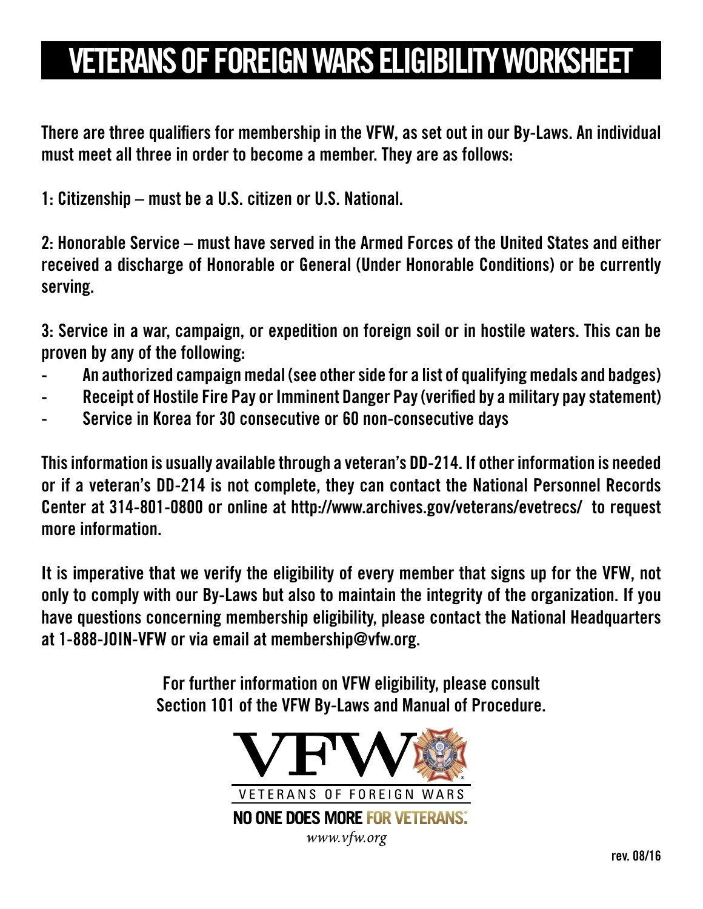# VETERANS OF FOREIGN WARS ELIGIBILITY WORKSHEET

There are three qualifiers for membership in the VFW, as set out in our By-Laws. An individual must meet all three in order to become a member. They are as follows:

1: Citizenship – must be a U.S. citizen or U.S. National.

2: Honorable Service – must have served in the Armed Forces of the United States and either received a discharge of Honorable or General (Under Honorable Conditions) or be currently serving.

3: Service in a war, campaign, or expedition on foreign soil or in hostile waters. This can be proven by any of the following:

- An authorized campaign medal (see other side for a list of qualifying medals and badges)
- Receipt of Hostile Fire Pay or Imminent Danger Pay (verified by a military pay statement)
- Service in Korea for 30 consecutive or 60 non-consecutive days

This information is usually available through a veteran's DD-214. If other information is needed or if a veteran's DD-214 is not complete, they can contact the National Personnel Records Center at 314-801-0800 or online at http://www.archives.gov/veterans/evetrecs/ to request more information.

It is imperative that we verify the eligibility of every member that signs up for the VFW, not only to comply with our By-Laws but also to maintain the integrity of the organization. If you have questions concerning membership eligibility, please contact the National Headquarters at 1-888-JOIN-VFW or via email at membership@vfw.org.

For further information on VFW eligibility, please consult Section 101 of the VFW By-Laws and Manual of Procedure.

VFW

VETERANS OF FOREIGN WARS

NO ONE DOES MORE FOR VETERANS.

*www.vfw.org*

rev. 08/16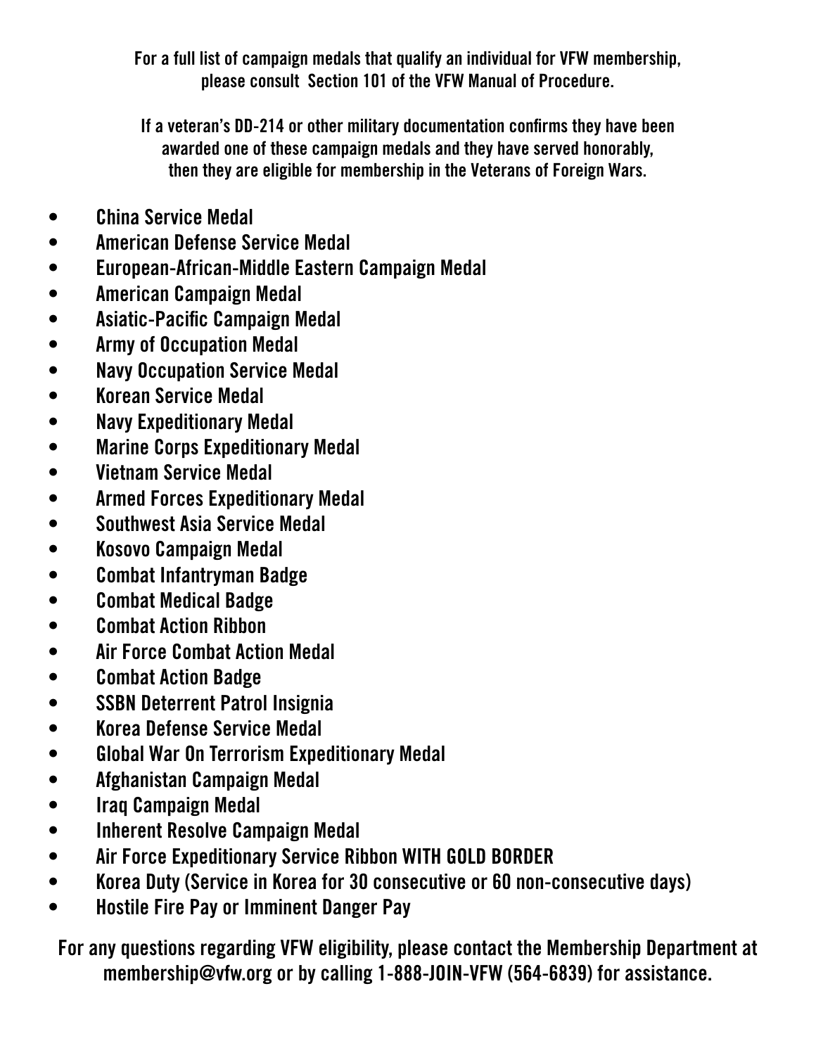**For a full list of campaign medals that qualify an individual for VFW membership, please consult Section 101 of the VFW Manual of Procedure.**

**If a veteran's DD-214 or other military documentation confirms they have been awarded one of these campaign medals and they have served honorably, then they are eligible for membership in the Veterans of Foreign Wars.**

- **China Service Medal**
- **American Defense Service Medal**
- **European-African-Middle Eastern Campaign Medal**
- **American Campaign Medal**
- **Asiatic-Pacific Campaign Medal**
- **Army of Occupation Medal**
- **Navy Occupation Service Medal**
- **Korean Service Medal**
- **Navy Expeditionary Medal**
- **Marine Corps Expeditionary Medal**
- **Vietnam Service Medal**
- **Armed Forces Expeditionary Medal**
- **Southwest Asia Service Medal**
- **Kosovo Campaign Medal**
- **Combat Infantryman Badge**
- **Combat Medical Badge**
- **Combat Action Ribbon**
- **Air Force Combat Action Medal**
- **Combat Action Badge**
- **SSBN Deterrent Patrol Insignia**
- **Korea Defense Service Medal**
- **Global War On Terrorism Expeditionary Medal**
- **Afghanistan Campaign Medal**
- **Iraq Campaign Medal**
- **Inherent Resolve Campaign Medal**
- **Air Force Expeditionary Service Ribbon WITH GOLD BORDER**
- **Korea Duty (Service in Korea for 30 consecutive or 60 non-consecutive days)**
- **Hostile Fire Pay or Imminent Danger Pay**

**For any questions regarding VFW eligibility, please contact the Membership Department at membership@vfw.org or by calling 1-888-JOIN-VFW (564-6839) for assistance.**